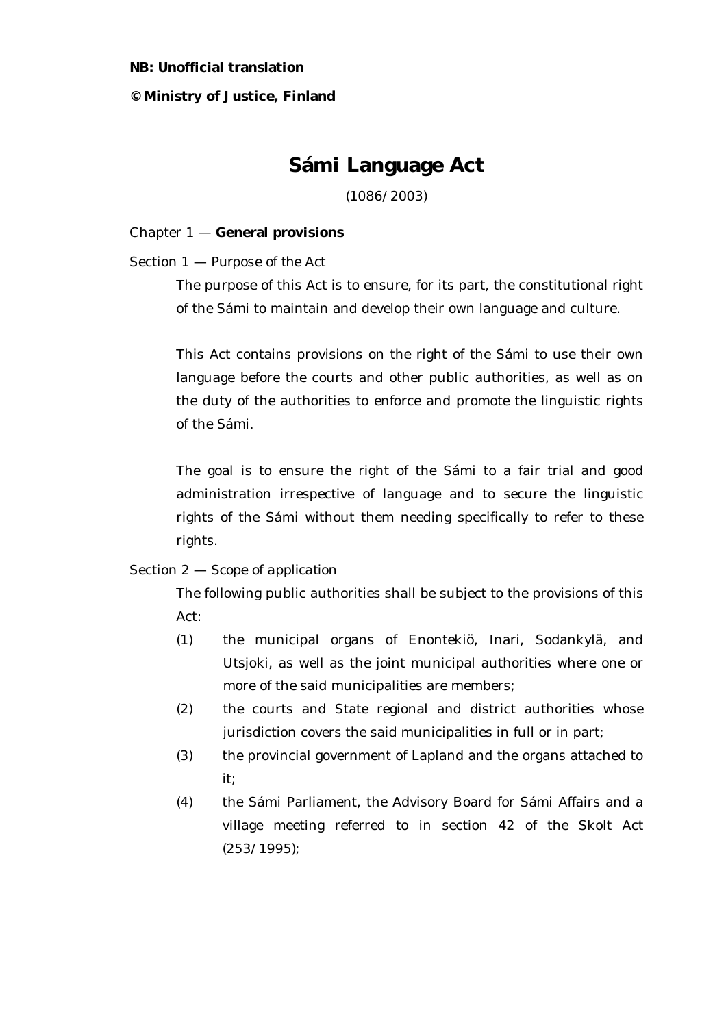**NB: Unofficial translation**

**© Ministry of Justice, Finland**

# Sámi Language Act

(1086/2003)

## Chapter 1 — **General provisions**

### Section 1 — *Purpose of the Act*

The purpose of this Act is to ensure, for its part, the constitutional right of the Sámi to maintain and develop their own language and culture.

This Act contains provisions on the right of the Sámi to use their own language before the courts and other public authorities, as well as on the duty of the authorities to enforce and promote the linguistic rights of the Sámi.

The goal is to ensure the right of the Sámi to a fair trial and good administration irrespective of language and to secure the linguistic rights of the Sámi without them needing specifically to refer to these rights.

### Section 2 — *Scope of application*

The following public authorities shall be subject to the provisions of this Act:

(1) the municipal organs of Enontekiö, Inari, Sodankylä, and Utsjoki, as well as the joint municipal authorities where one or more of the said municipalities are members;

(2) the courts and State regional and district authorities whose jurisdiction covers the said municipalities in full or in part;

(3) the provincial government of Lapland and the organs attached to it;

(4) the Sámi Parliament, the Advisory Board for Sámi Affairs and a village meeting referred to in section 42 of the Skolt Act (253/1995);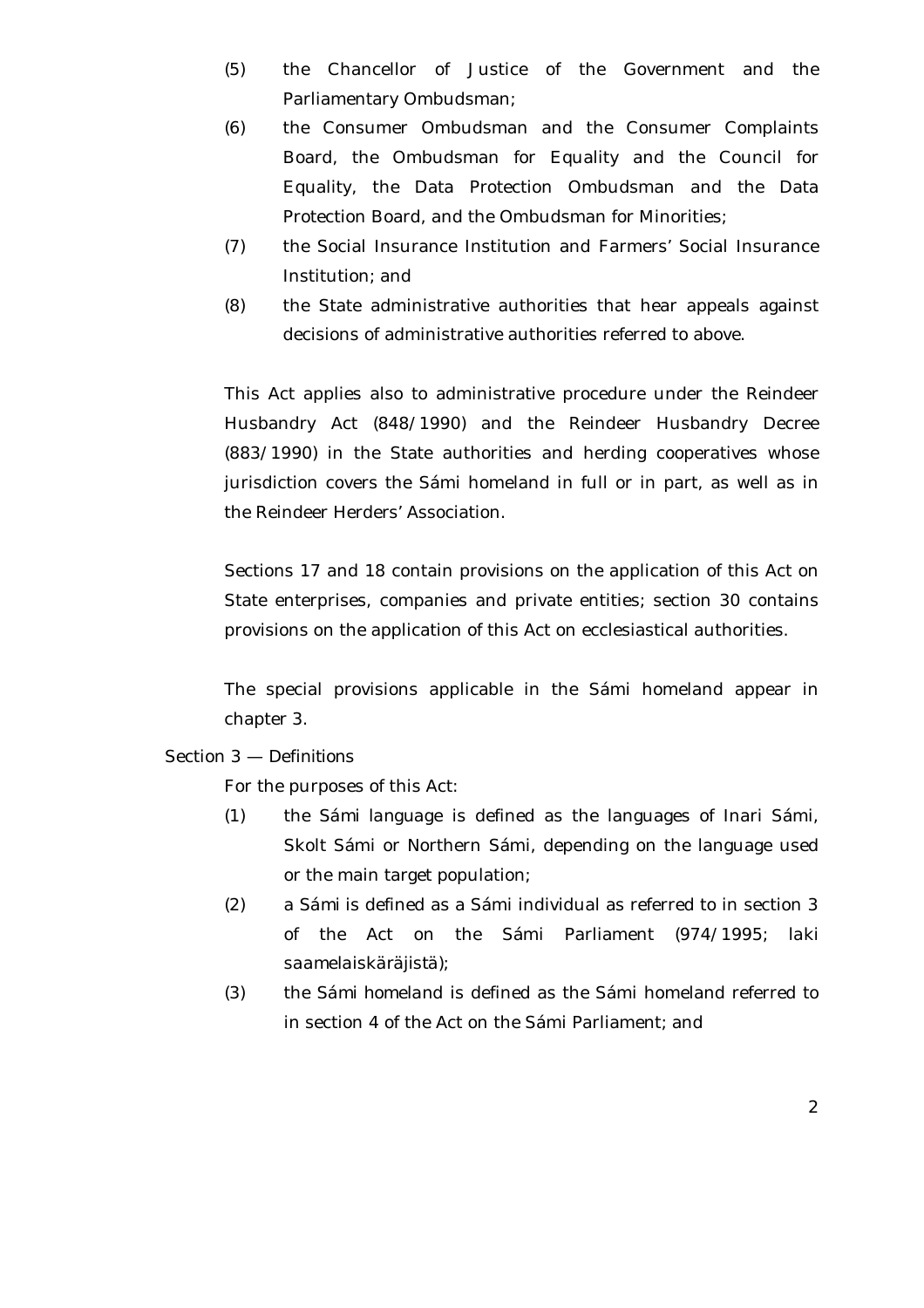(5) the Chancellor of Justice of the Government and the Parliamentary Ombudsman;

(6) the Consumer Ombudsman and the Consumer Complaints Board, the Ombudsman for Equality and the Council for Equality, the Data Protection Ombudsman and the Data Protection Board, and the Ombudsman for Minorities;

(7) the Social Insurance Institution and Farmers' Social Insurance Institution; and

(8) the State administrative authorities that hear appeals against decisions of administrative authorities referred to above.

This Act applies also to administrative procedure under the Reindeer Husbandry Act (848/1990) and the Reindeer Husbandry Decree (883/1990) in the State authorities and herding cooperatives whose jurisdiction covers the Sámi homeland in full or in part, as well as in the Reindeer Herders' Association.

Sections 17 and 18 contain provisions on the application of this Act on State enterprises, companies and private entities; section 30 contains provisions on the application of this Act on ecclesiastical authorities.

The special provisions applicable in the Sámi homeland appear in chapter 3.

Section 3 — Definitions

For the purposes of this Act:

(1) the Sámi language is defined as the languages of Inari Sámi, Skolt Sámi or Northern Sámi, depending on the language used or the main target population;

(2) a Sámi is defined as a Sámi individual as referred to in section 3 of the Act on the Sámi Parliament (974/1995; laki saamelaiskäräjistä);

(3) the Sámi homeland is defined as the Sámi homeland referred to in section 4 of the Act on the Sámi Parliament; and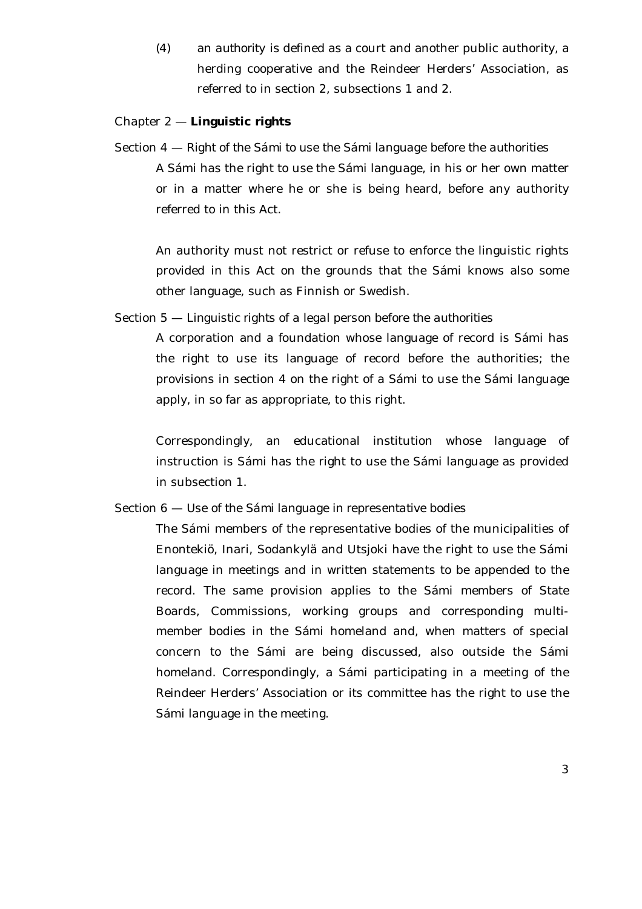(4) an authority is defined as a court and another public authority, a herding cooperative and the Reindeer Herders' Association, as referred to in section 2, subsections 1 and 2.

## Chapter 2 — **Linguistic rights**

### Section 4 — Right of the Sámi to use the Sámi language before the authorities

A Sámi has the right to use the Sámi language, in his or her own matter or in a matter where he or she is being heard, before any authority referred to in this Act.

An authority must not restrict or refuse to enforce the linguistic rights provided in this Act on the grounds that the Sámi knows also some other language, such as Finnish or Swedish.

### Section 5 — Linguistic rights of a legal person before the authorities

A corporation and a foundation whose language of record is Sámi has the right to use its language of record before the authorities; the provisions in section 4 on the right of a Sámi to use the Sámi language apply, in so far as appropriate, to this right.

Correspondingly, an educational institution whose language of instruction is Sámi has the right to use the Sámi language as provided in subsection 1.

### Section 6 — Use of the Sámi language in representative bodies

The Sámi members of the representative bodies of the municipalities of Enontekiö, Inari, Sodankylä and Utsjoki have the right to use the Sámi language in meetings and in written statements to be appended to the record. The same provision applies to the Sámi members of State Boards, Commissions, working groups and corresponding multi-member bodies in the Sámi homeland and, when matters of special concern to the Sámi are being discussed, also outside the Sámi homeland. Correspondingly, a Sámi participating in a meeting of the Reindeer Herders' Association or its committee has the right to use the Sámi language in the meeting.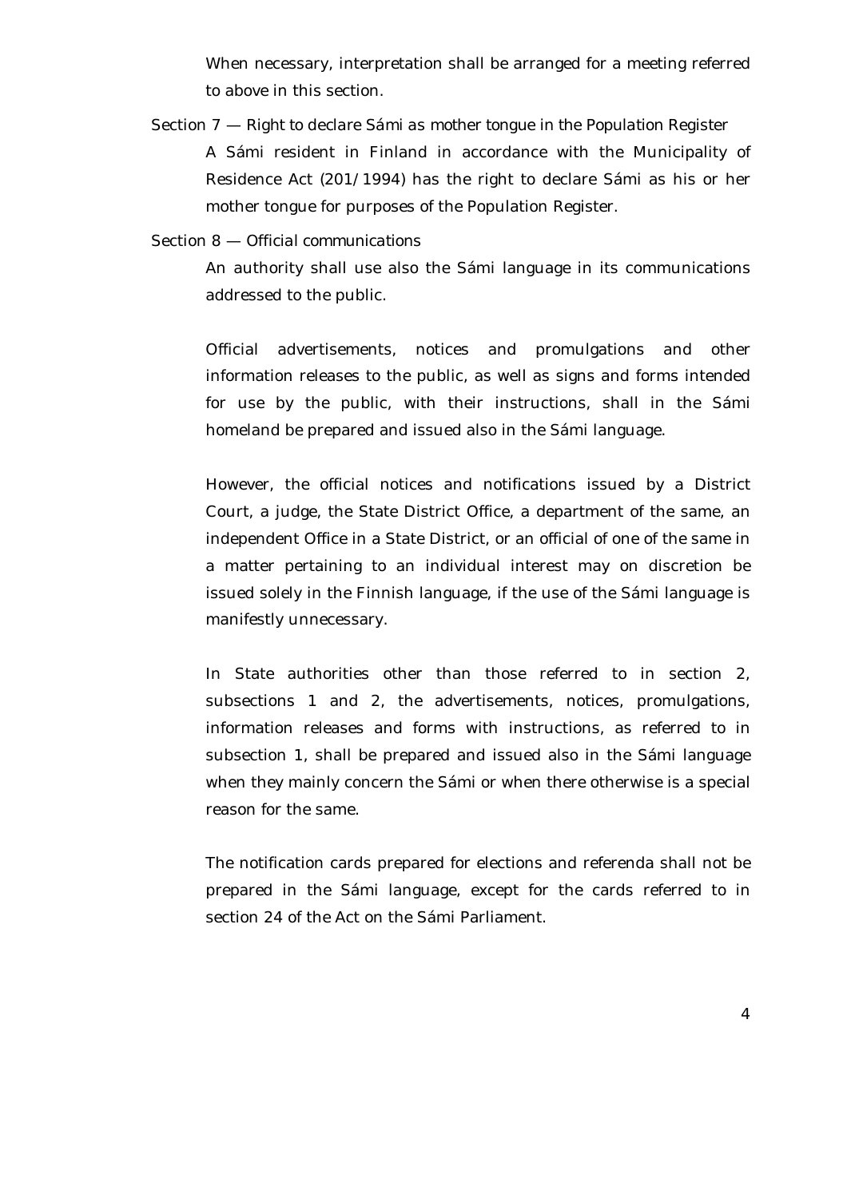When necessary, interpretation shall be arranged for a meeting referred to above in this section.

Section 7 — Right to declare Sámi as mother tongue in the Population Register

A Sámi resident in Finland in accordance with the Municipality of Residence Act (201/1994) has the right to declare Sámi as his or her mother tongue for purposes of the Population Register.

Section 8 — Official communications

An authority shall use also the Sámi language in its communications addressed to the public.

Official advertisements, notices and promulgations and other information releases to the public, as well as signs and forms intended for use by the public, with their instructions, shall in the Sámi homeland be prepared and issued also in the Sámi language.

However, the official notices and notifications issued by a District Court, a judge, the State District Office, a department of the same, an independent Office in a State District, or an official of one of the same in a matter pertaining to an individual interest may on discretion be issued solely in the Finnish language, if the use of the Sámi language is manifestly unnecessary.

In State authorities other than those referred to in section 2, subsections 1 and 2, the advertisements, notices, promulgations, information releases and forms with instructions, as referred to in subsection 1, shall be prepared and issued also in the Sámi language when they mainly concern the Sámi or when there otherwise is a special reason for the same.

The notification cards prepared for elections and referenda shall not be prepared in the Sámi language, except for the cards referred to in section 24 of the Act on the Sámi Parliament.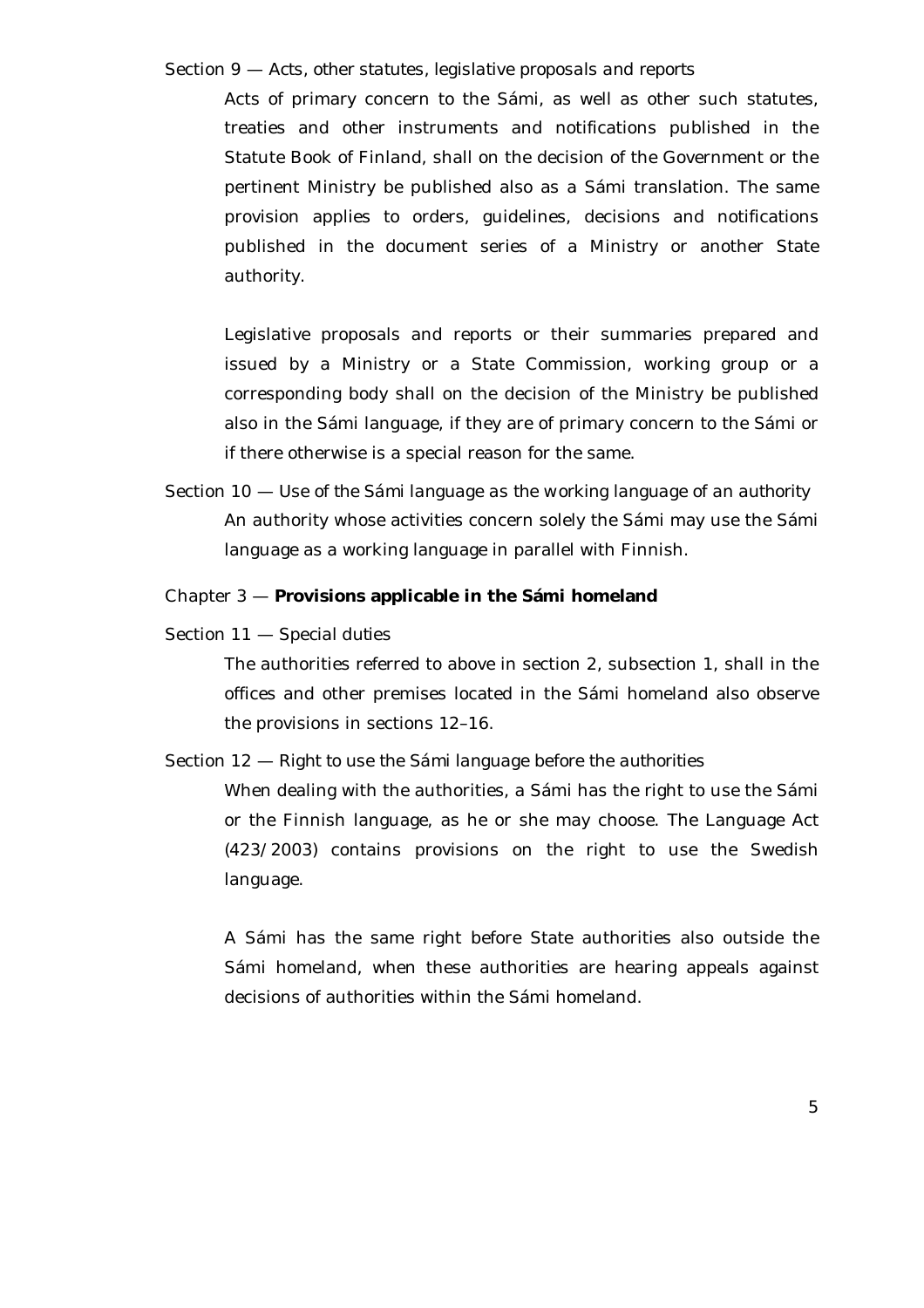Section 9 — *Acts, other statutes, legislative proposals and reports*

Acts of primary concern to the Sámi, as well as other such statutes, treaties and other instruments and notifications published in the Statute Book of Finland, shall on the decision of the Government or the pertinent Ministry be published also as a Sámi translation. The same provision applies to orders, guidelines, decisions and notifications published in the document series of a Ministry or another State authority.

Legislative proposals and reports or their summaries prepared and issued by a Ministry or a State Commission, working group or a corresponding body shall on the decision of the Ministry be published also in the Sámi language, if they are of primary concern to the Sámi or if there otherwise is a special reason for the same.

Section 10 — *Use of the Sámi language as the working language of an authority*

An authority whose activities concern solely the Sámi may use the Sámi language as a working language in parallel with Finnish.

## Chapter 3 — **Provisions applicable in the Sámi homeland**

Section 11 — *Special duties*

The authorities referred to above in section 2, subsection 1, shall in the offices and other premises located in the Sámi homeland also observe the provisions in sections 12–16.

Section 12 — *Right to use the Sámi language before the authorities*

When dealing with the authorities, a Sámi has the right to use the Sámi or the Finnish language, as he or she may choose. The Language Act (423/2003) contains provisions on the right to use the Swedish language.

A Sámi has the same right before State authorities also outside the Sámi homeland, when these authorities are hearing appeals against decisions of authorities within the Sámi homeland.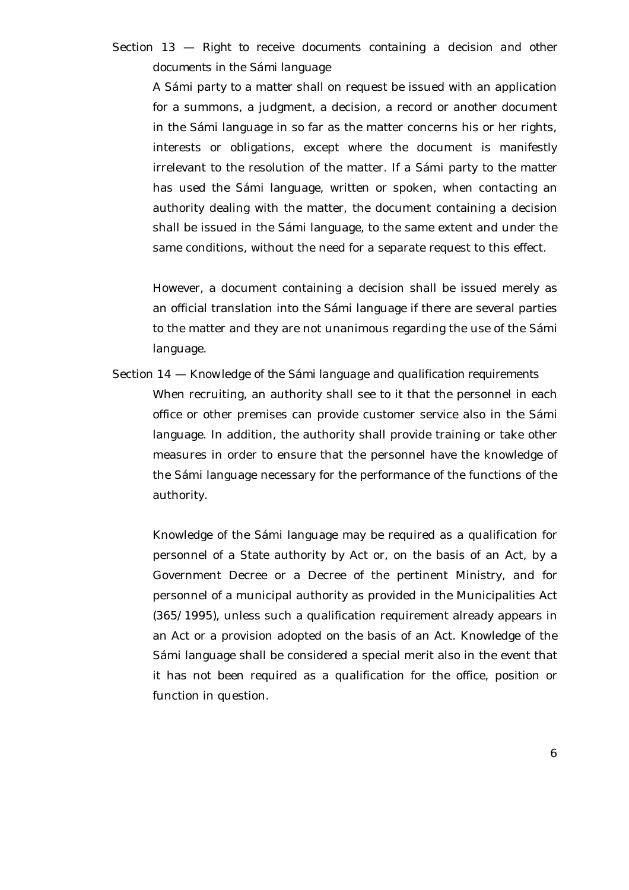Section 13 — *Right to receive documents containing a decision and other documents in the Sámi language*

A Sámi party to a matter shall on request be issued with an application for a summons, a judgment, a decision, a record or another document in the Sámi language in so far as the matter concerns his or her rights, interests or obligations, except where the document is manifestly irrelevant to the resolution of the matter. If a Sámi party to the matter has used the Sámi language, written or spoken, when contacting an authority dealing with the matter, the document containing a decision shall be issued in the Sámi language, to the same extent and under the same conditions, without the need for a separate request to this effect.

However, a document containing a decision shall be issued merely as an official translation into the Sámi language if there are several parties to the matter and they are not unanimous regarding the use of the Sámi language.

Section 14 — *Knowledge of the Sámi language and qualification requirements*

When recruiting, an authority shall see to it that the personnel in each office or other premises can provide customer service also in the Sámi language. In addition, the authority shall provide training or take other measures in order to ensure that the personnel have the knowledge of the Sámi language necessary for the performance of the functions of the authority.

Knowledge of the Sámi language may be required as a qualification for personnel of a State authority by Act or, on the basis of an Act, by a Government Decree or a Decree of the pertinent Ministry, and for personnel of a municipal authority as provided in the Municipalities Act (365/1995), unless such a qualification requirement already appears in an Act or a provision adopted on the basis of an Act. Knowledge of the Sámi language shall be considered a special merit also in the event that it has not been required as a qualification for the office, position or function in question.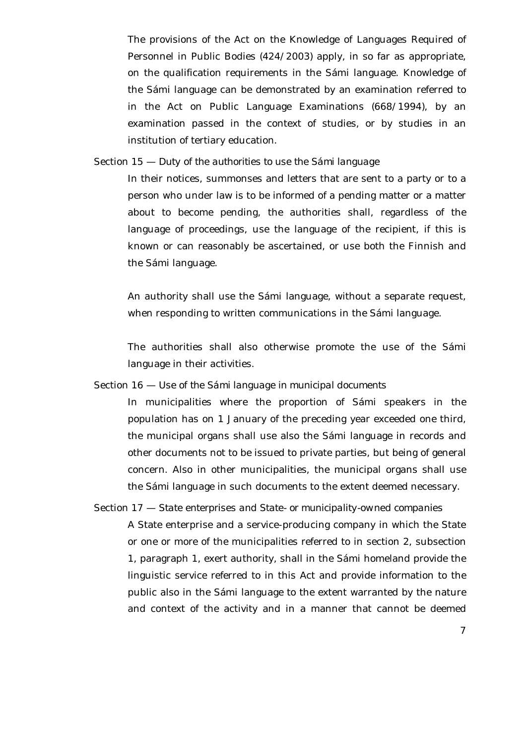The provisions of the Act on the Knowledge of Languages Required of Personnel in Public Bodies (424/2003) apply, in so far as appropriate, on the qualification requirements in the Sámi language. Knowledge of the Sámi language can be demonstrated by an examination referred to in the Act on Public Language Examinations (668/1994), by an examination passed in the context of studies, or by studies in an institution of tertiary education.

*Section 15 — Duty of the authorities to use the Sámi language*

In their notices, summonses and letters that are sent to a party or to a person who under law is to be informed of a pending matter or a matter about to become pending, the authorities shall, regardless of the language of proceedings, use the language of the recipient, if this is known or can reasonably be ascertained, or use both the Finnish and the Sámi language.

An authority shall use the Sámi language, without a separate request, when responding to written communications in the Sámi language.

The authorities shall also otherwise promote the use of the Sámi language in their activities.

*Section 16 — Use of the Sámi language in municipal documents*

In municipalities where the proportion of Sámi speakers in the population has on 1 January of the preceding year exceeded one third, the municipal organs shall use also the Sámi language in records and other documents not to be issued to private parties, but being of general concern. Also in other municipalities, the municipal organs shall use the Sámi language in such documents to the extent deemed necessary.

*Section 17 — State enterprises and State- or municipality-owned companies*

A State enterprise and a service-producing company in which the State or one or more of the municipalities referred to in section 2, subsection 1, paragraph 1, exert authority, shall in the Sámi homeland provide the linguistic service referred to in this Act and provide information to the public also in the Sámi language to the extent warranted by the nature and context of the activity and in a manner that cannot be deemed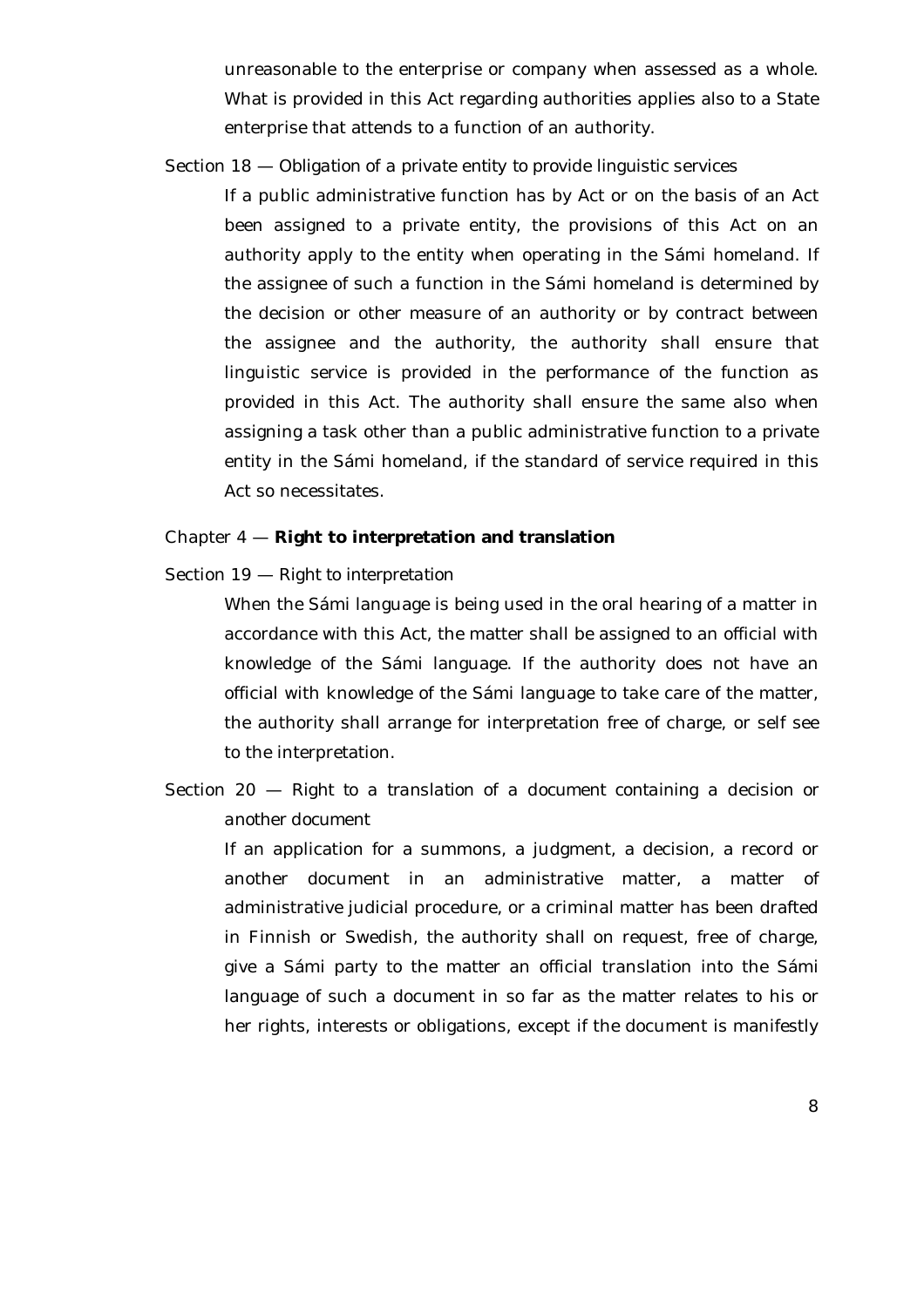unreasonable to the enterprise or company when assessed as a whole. What is provided in this Act regarding authorities applies also to a State enterprise that attends to a function of an authority.

Section 18 — *Obligation of a private entity to provide linguistic services*

If a public administrative function has by Act or on the basis of an Act been assigned to a private entity, the provisions of this Act on an authority apply to the entity when operating in the Sámi homeland. If the assignee of such a function in the Sámi homeland is determined by the decision or other measure of an authority or by contract between the assignee and the authority, the authority shall ensure that linguistic service is provided in the performance of the function as provided in this Act. The authority shall ensure the same also when assigning a task other than a public administrative function to a private entity in the Sámi homeland, if the standard of service required in this Act so necessitates.

Chapter 4 — **Right to interpretation and translation**

Section 19 — *Right to interpretation*

When the Sámi language is being used in the oral hearing of a matter in accordance with this Act, the matter shall be assigned to an official with knowledge of the Sámi language. If the authority does not have an official with knowledge of the Sámi language to take care of the matter, the authority shall arrange for interpretation free of charge, or self see to the interpretation.

Section 20 — *Right to a translation of a document containing a decision or another document*

If an application for a summons, a judgment, a decision, a record or another document in an administrative matter, a matter of administrative judicial procedure, or a criminal matter has been drafted in Finnish or Swedish, the authority shall on request, free of charge, give a Sámi party to the matter an official translation into the Sámi language of such a document in so far as the matter relates to his or her rights, interests or obligations, except if the document is manifestly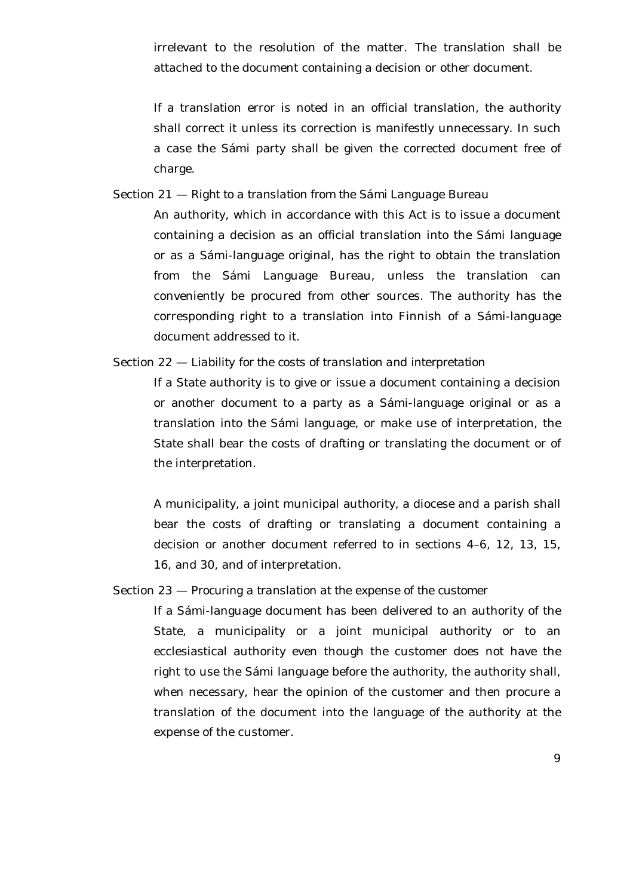irrelevant to the resolution of the matter. The translation shall be attached to the document containing a decision or other document.

If a translation error is noted in an official translation, the authority shall correct it unless its correction is manifestly unnecessary. In such a case the Sámi party shall be given the corrected document free of charge.

Section 21 — *Right to a translation from the Sámi Language Bureau*

An authority, which in accordance with this Act is to issue a document containing a decision as an official translation into the Sámi language or as a Sámi-language original, has the right to obtain the translation from the Sámi Language Bureau, unless the translation can conveniently be procured from other sources. The authority has the corresponding right to a translation into Finnish of a Sámi-language document addressed to it.

Section 22 — *Liability for the costs of translation and interpretation*

If a State authority is to give or issue a document containing a decision or another document to a party as a Sámi-language original or as a translation into the Sámi language, or make use of interpretation, the State shall bear the costs of drafting or translating the document or of the interpretation.

A municipality, a joint municipal authority, a diocese and a parish shall bear the costs of drafting or translating a document containing a decision or another document referred to in sections 4–6, 12, 13, 15, 16, and 30, and of interpretation.

Section 23 — *Procuring a translation at the expense of the customer*

If a Sámi-language document has been delivered to an authority of the State, a municipality or a joint municipal authority or to an ecclesiastical authority even though the customer does not have the right to use the Sámi language before the authority, the authority shall, when necessary, hear the opinion of the customer and then procure a translation of the document into the language of the authority at the expense of the customer.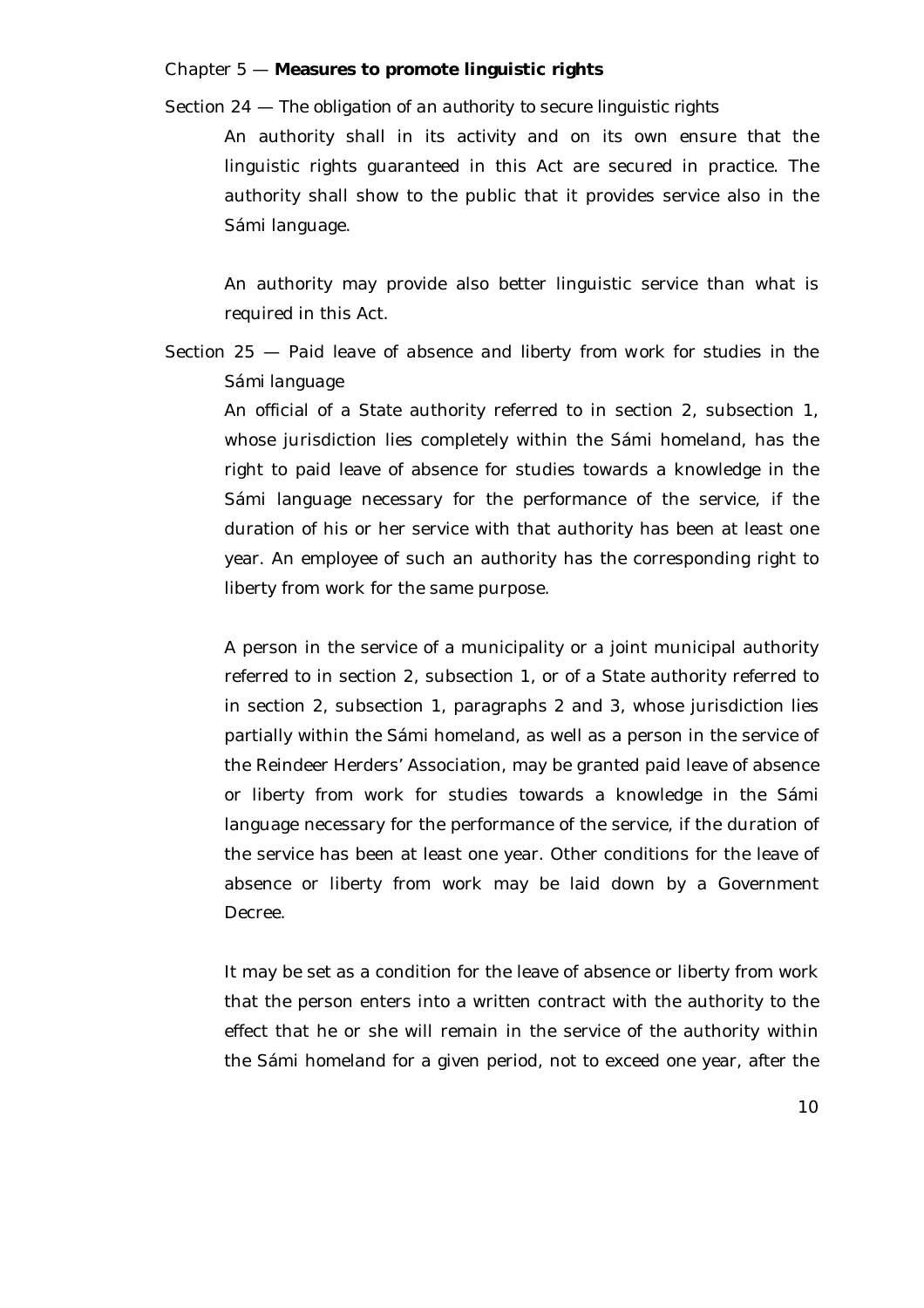## Chapter 5 — **Measures to promote linguistic rights**

### Section 24 — *The obligation of an authority to secure linguistic rights*

An authority shall in its activity and on its own ensure that the linguistic rights guaranteed in this Act are secured in practice. The authority shall show to the public that it provides service also in the Sámi language.

An authority may provide also better linguistic service than what is required in this Act.

### Section 25 — *Paid leave of absence and liberty from work for studies in the Sámi language*

An official of a State authority referred to in section 2, subsection 1, whose jurisdiction lies completely within the Sámi homeland, has the right to paid leave of absence for studies towards a knowledge in the Sámi language necessary for the performance of the service, if the duration of his or her service with that authority has been at least one year. An employee of such an authority has the corresponding right to liberty from work for the same purpose.

A person in the service of a municipality or a joint municipal authority referred to in section 2, subsection 1, or of a State authority referred to in section 2, subsection 1, paragraphs 2 and 3, whose jurisdiction lies partially within the Sámi homeland, as well as a person in the service of the Reindeer Herders' Association, may be granted paid leave of absence or liberty from work for studies towards a knowledge in the Sámi language necessary for the performance of the service, if the duration of the service has been at least one year. Other conditions for the leave of absence or liberty from work may be laid down by a Government Decree.

It may be set as a condition for the leave of absence or liberty from work that the person enters into a written contract with the authority to the effect that he or she will remain in the service of the authority within the Sámi homeland for a given period, not to exceed one year, after the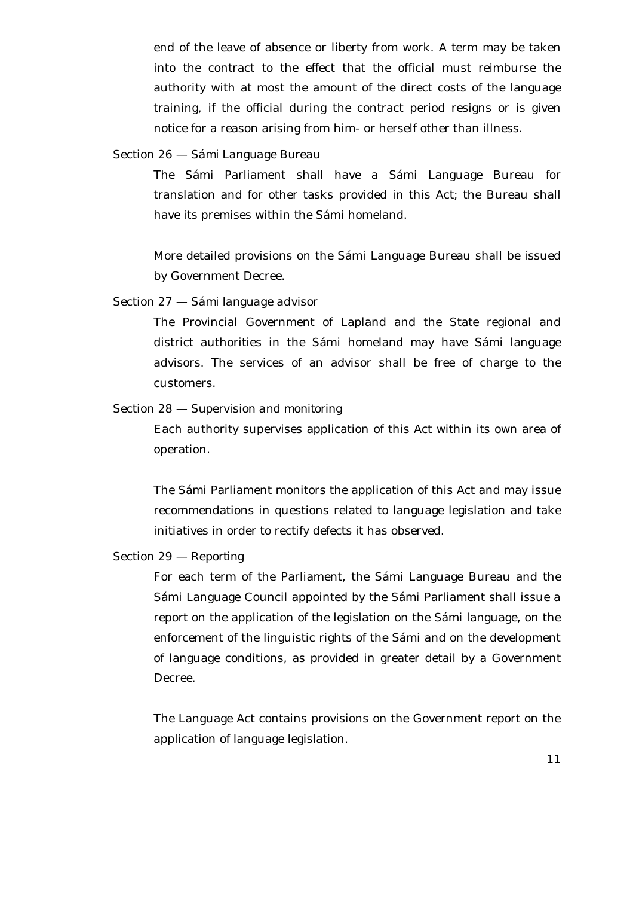end of the leave of absence or liberty from work. A term may be taken into the contract to the effect that the official must reimburse the authority with at most the amount of the direct costs of the language training, if the official during the contract period resigns or is given notice for a reason arising from him- or herself other than illness.

### Section 26 — Sámi Language Bureau

The Sámi Parliament shall have a Sámi Language Bureau for translation and for other tasks provided in this Act; the Bureau shall have its premises within the Sámi homeland.

More detailed provisions on the Sámi Language Bureau shall be issued by Government Decree.

### Section 27 — Sámi language advisor

The Provincial Government of Lapland and the State regional and district authorities in the Sámi homeland may have Sámi language advisors. The services of an advisor shall be free of charge to the customers.

### Section 28 — Supervision and monitoring

Each authority supervises application of this Act within its own area of operation.

The Sámi Parliament monitors the application of this Act and may issue recommendations in questions related to language legislation and take initiatives in order to rectify defects it has observed.

### Section 29 — Reporting

For each term of the Parliament, the Sámi Language Bureau and the Sámi Language Council appointed by the Sámi Parliament shall issue a report on the application of the legislation on the Sámi language, on the enforcement of the linguistic rights of the Sámi and on the development of language conditions, as provided in greater detail by a Government Decree.

The Language Act contains provisions on the Government report on the application of language legislation.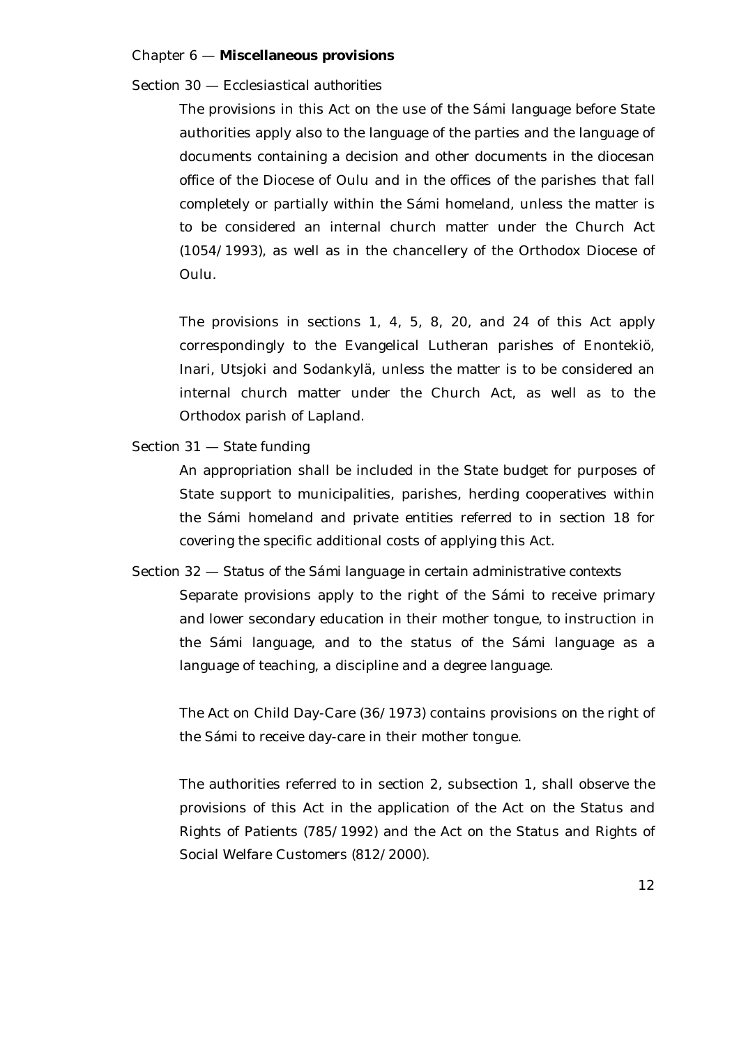## Chapter 6 — **Miscellaneous provisions**

### Section 30 — Ecclesiastical authorities

The provisions in this Act on the use of the Sámi language before State authorities apply also to the language of the parties and the language of documents containing a decision and other documents in the diocesan office of the Diocese of Oulu and in the offices of the parishes that fall completely or partially within the Sámi homeland, unless the matter is to be considered an internal church matter under the Church Act (1054/1993), as well as in the chancellery of the Orthodox Diocese of Oulu.

The provisions in sections 1, 4, 5, 8, 20, and 24 of this Act apply correspondingly to the Evangelical Lutheran parishes of Enontekiö, Inari, Utsjoki and Sodankylä, unless the matter is to be considered an internal church matter under the Church Act, as well as to the Orthodox parish of Lapland.

### Section 31 — State funding

An appropriation shall be included in the State budget for purposes of State support to municipalities, parishes, herding cooperatives within the Sámi homeland and private entities referred to in section 18 for covering the specific additional costs of applying this Act.

### Section 32 — Status of the Sámi language in certain administrative contexts

Separate provisions apply to the right of the Sámi to receive primary and lower secondary education in their mother tongue, to instruction in the Sámi language, and to the status of the Sámi language as a language of teaching, a discipline and a degree language.

The Act on Child Day-Care (36/1973) contains provisions on the right of the Sámi to receive day-care in their mother tongue.

The authorities referred to in section 2, subsection 1, shall observe the provisions of this Act in the application of the Act on the Status and Rights of Patients (785/1992) and the Act on the Status and Rights of Social Welfare Customers (812/2000).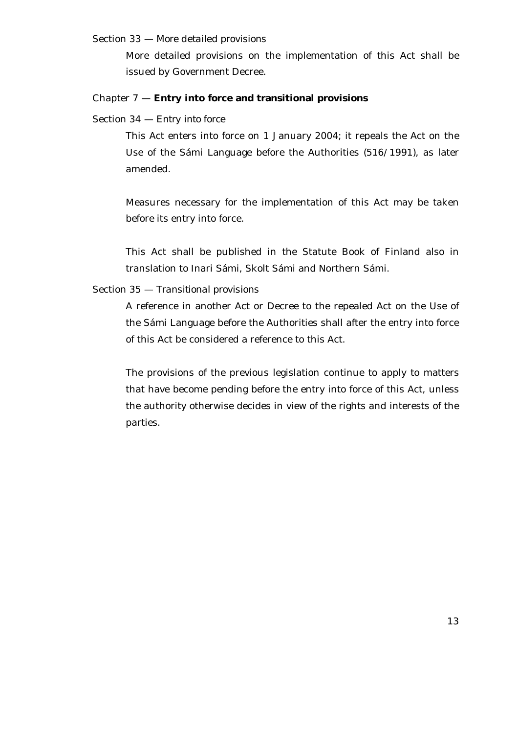Section 33 — More detailed provisions

More detailed provisions on the implementation of this Act shall be issued by Government Decree.

## Chapter 7 — **Entry into force and transitional provisions**

Section 34 — Entry into force

This Act enters into force on 1 January 2004; it repeals the Act on the Use of the Sámi Language before the Authorities (516/1991), as later amended.

Measures necessary for the implementation of this Act may be taken before its entry into force.

This Act shall be published in the Statute Book of Finland also in translation to Inari Sámi, Skolt Sámi and Northern Sámi.

Section 35 — Transitional provisions

A reference in another Act or Decree to the repealed Act on the Use of the Sámi Language before the Authorities shall after the entry into force of this Act be considered a reference to this Act.

The provisions of the previous legislation continue to apply to matters that have become pending before the entry into force of this Act, unless the authority otherwise decides in view of the rights and interests of the parties.